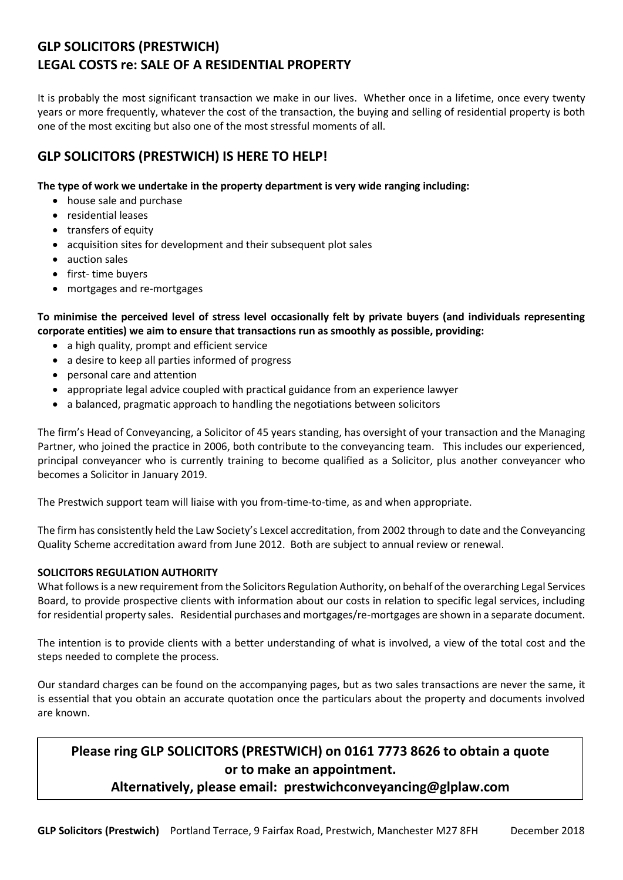# GLP SOLICITORS (PRESTWICH)
# LEGAL COSTS re: SALE OF A RESIDENTIAL PROPERTY

It is probably the most significant transaction we make in our lives. Whether once in a lifetime, once every twenty years or more frequently, whatever the cost of the transaction, the buying and selling of residential property is both one of the most exciting but also one of the most stressful moments of all.

## GLP SOLICITORS (PRESTWICH) IS HERE TO HELP!

**The type of work we undertake in the property department is very wide ranging including:**

- house sale and purchase
- residential leases
- transfers of equity
- acquisition sites for development and their subsequent plot sales
- auction sales
- first- time buyers
- mortgages and re-mortgages

**To minimise the perceived level of stress level occasionally felt by private buyers (and individuals representing corporate entities) we aim to ensure that transactions run as smoothly as possible, providing:**

- a high quality, prompt and efficient service
- a desire to keep all parties informed of progress
- personal care and attention
- appropriate legal advice coupled with practical guidance from an experience lawyer
- a balanced, pragmatic approach to handling the negotiations between solicitors

The firm's Head of Conveyancing, a Solicitor of 45 years standing, has oversight of your transaction and the Managing Partner, who joined the practice in 2006, both contribute to the conveyancing team. This includes our experienced, principal conveyancer who is currently training to become qualified as a Solicitor, plus another conveyancer who becomes a Solicitor in January 2019.

The Prestwich support team will liaise with you from-time-to-time, as and when appropriate.

The firm has consistently held the Law Society's Lexcel accreditation, from 2002 through to date and the Conveyancing Quality Scheme accreditation award from June 2012. Both are subject to annual review or renewal.

**SOLICITORS REGULATION AUTHORITY**

What follows is a new requirement from the Solicitors Regulation Authority, on behalf of the overarching Legal Services Board, to provide prospective clients with information about our costs in relation to specific legal services, including for residential property sales. Residential purchases and mortgages/re-mortgages are shown in a separate document.

The intention is to provide clients with a better understanding of what is involved, a view of the total cost and the steps needed to complete the process.

Our standard charges can be found on the accompanying pages, but as two sales transactions are never the same, it is essential that you obtain an accurate quotation once the particulars about the property and documents involved are known.

**Please ring GLP SOLICITORS (PRESTWICH) on 0161 7773 8626 to obtain a quote or to make an appointment.**

**Alternatively, please email: prestwichconveyancing@glplaw.com**

**GLP Solicitors (Prestwich)** Portland Terrace, 9 Fairfax Road, Prestwich, Manchester M27 8FH December 2018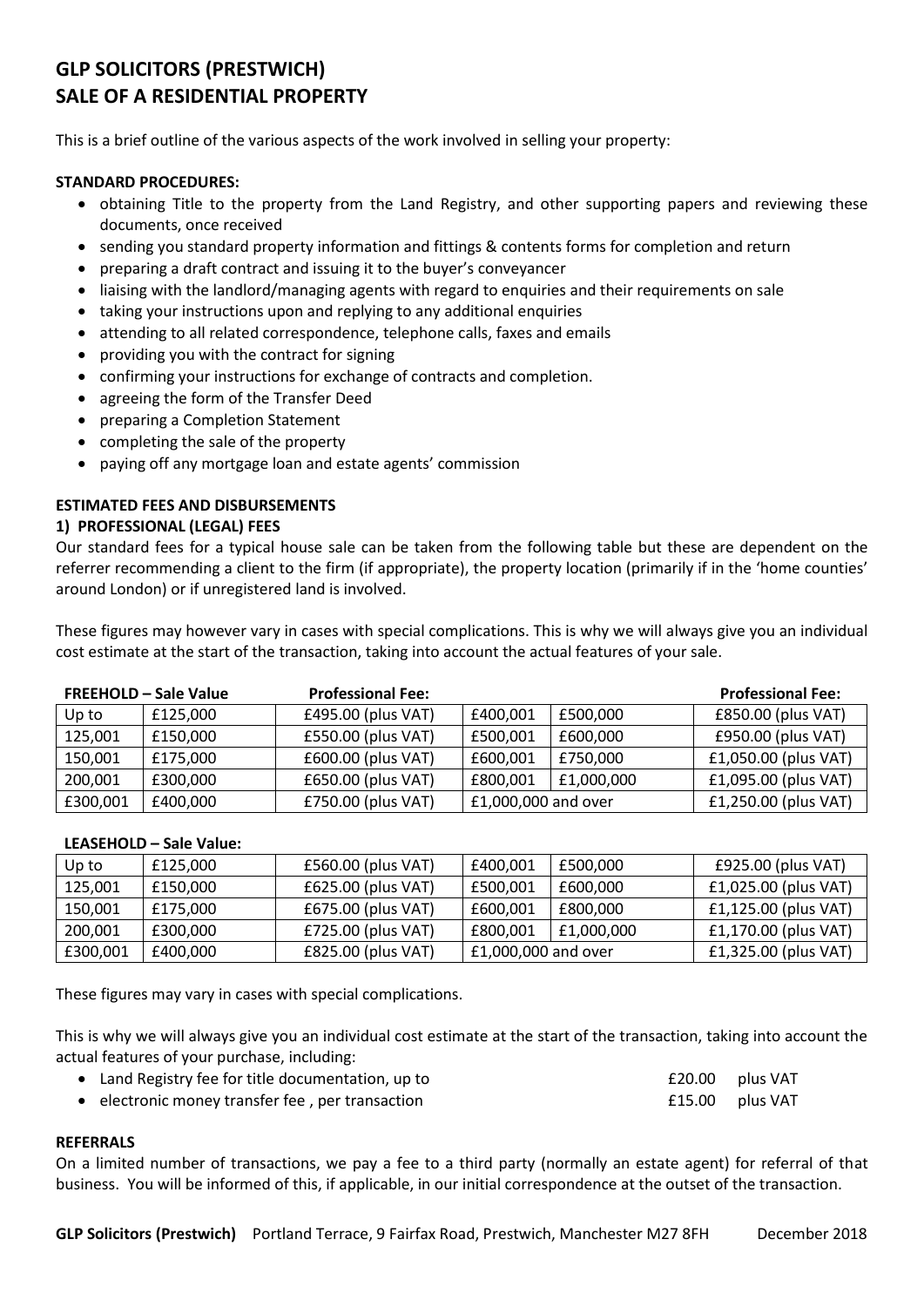# GLP SOLICITORS (PRESTWICH)
# SALE OF A RESIDENTIAL PROPERTY

This is a brief outline of the various aspects of the work involved in selling your property:

**STANDARD PROCEDURES:**

- obtaining Title to the property from the Land Registry, and other supporting papers and reviewing these documents, once received
- sending you standard property information and fittings & contents forms for completion and return
- preparing a draft contract and issuing it to the buyer's conveyancer
- liaising with the landlord/managing agents with regard to enquiries and their requirements on sale
- taking your instructions upon and replying to any additional enquiries
- attending to all related correspondence, telephone calls, faxes and emails
- providing you with the contract for signing
- confirming your instructions for exchange of contracts and completion.
- agreeing the form of the Transfer Deed
- preparing a Completion Statement
- completing the sale of the property
- paying off any mortgage loan and estate agents' commission

**ESTIMATED FEES AND DISBURSEMENTS**

**1) PROFESSIONAL (LEGAL) FEES**

Our standard fees for a typical house sale can be taken from the following table but these are dependent on the referrer recommending a client to the firm (if appropriate), the property location (primarily if in the 'home counties' around London) or if unregistered land is involved.

These figures may however vary in cases with special complications. This is why we will always give you an individual cost estimate at the start of the transaction, taking into account the actual features of your sale.

| **FREEHOLD – Sale Value** | | **Professional Fee:** | | | **Professional Fee:** |
|---|---|---|---|---|---|
| Up to | £125,000 | £495.00 (plus VAT) | £400,001 | £500,000 | £850.00 (plus VAT) |
| 125,001 | £150,000 | £550.00 (plus VAT) | £500,001 | £600,000 | £950.00 (plus VAT) |
| 150,001 | £175,000 | £600.00 (plus VAT) | £600,001 | £750,000 | £1,050.00 (plus VAT) |
| 200,001 | £300,000 | £650.00 (plus VAT) | £800,001 | £1,000,000 | £1,095.00 (plus VAT) |
| £300,001 | £400,000 | £750.00 (plus VAT) | £1,000,000 and over | | £1,250.00 (plus VAT) |

| **LEASEHOLD – Sale Value:** | | | | | |
|---|---|---|---|---|---|
| Up to | £125,000 | £560.00 (plus VAT) | £400,001 | £500,000 | £925.00 (plus VAT) |
| 125,001 | £150,000 | £625.00 (plus VAT) | £500,001 | £600,000 | £1,025.00 (plus VAT) |
| 150,001 | £175,000 | £675.00 (plus VAT) | £600,001 | £800,000 | £1,125.00 (plus VAT) |
| 200,001 | £300,000 | £725.00 (plus VAT) | £800,001 | £1,000,000 | £1,170.00 (plus VAT) |
| £300,001 | £400,000 | £825.00 (plus VAT) | £1,000,000 and over | | £1,325.00 (plus VAT) |

These figures may vary in cases with special complications.

This is why we will always give you an individual cost estimate at the start of the transaction, taking into account the actual features of your purchase, including:

- Land Registry fee for title documentation, up to — £20.00 plus VAT
- electronic money transfer fee , per transaction — £15.00 plus VAT

**REFERRALS**

On a limited number of transactions, we pay a fee to a third party (normally an estate agent) for referral of that business. You will be informed of this, if applicable, in our initial correspondence at the outset of the transaction.

**GLP Solicitors (Prestwich)** Portland Terrace, 9 Fairfax Road, Prestwich, Manchester M27 8FH December 2018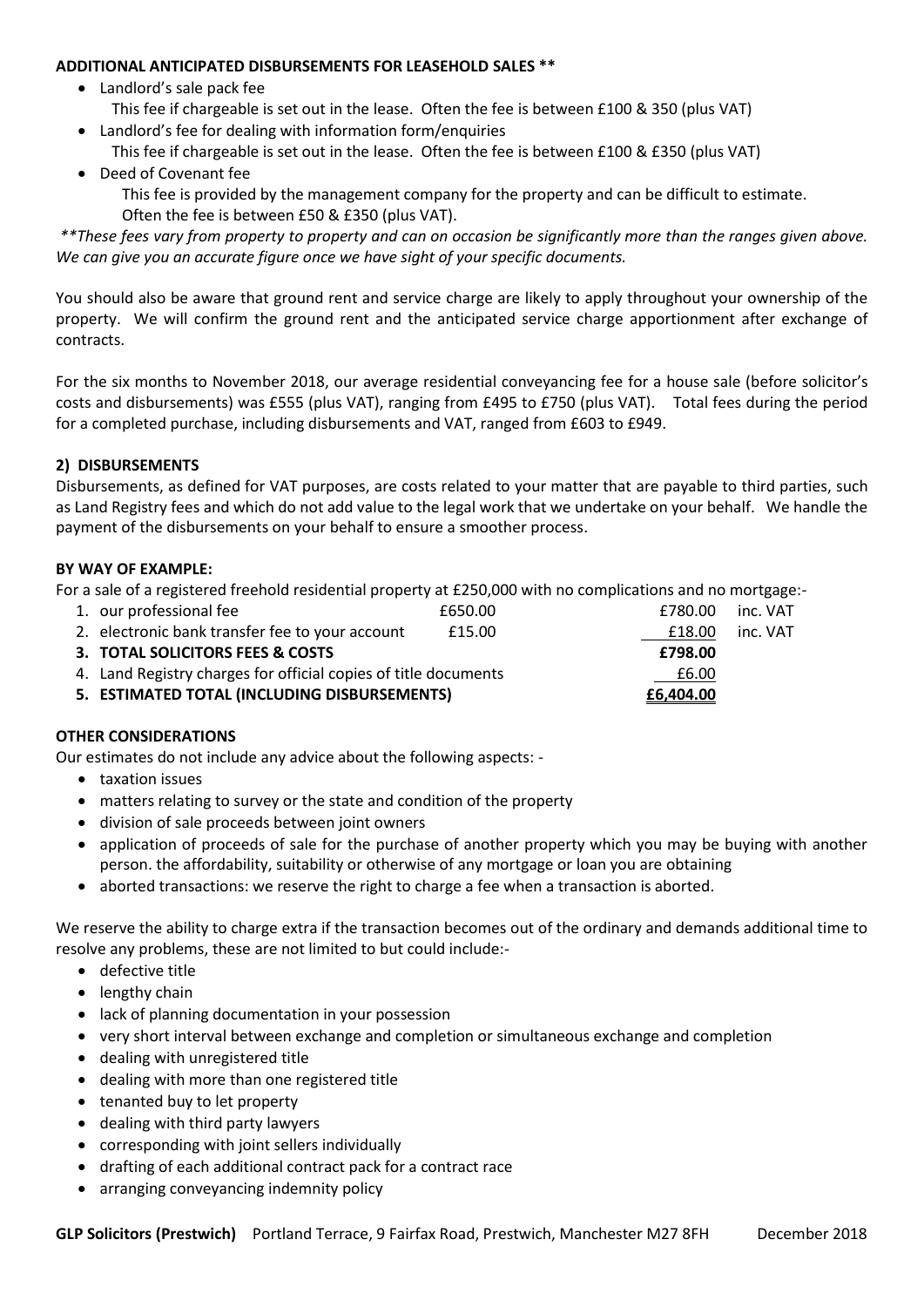**ADDITIONAL ANTICIPATED DISBURSEMENTS FOR LEASEHOLD SALES ****

- Landlord's sale pack fee
  This fee if chargeable is set out in the lease. Often the fee is between £100 & 350 (plus VAT)
- Landlord's fee for dealing with information form/enquiries
  This fee if chargeable is set out in the lease. Often the fee is between £100 & £350 (plus VAT)
- Deed of Covenant fee
  This fee is provided by the management company for the property and can be difficult to estimate. Often the fee is between £50 & £350 (plus VAT).

*\*\*These fees vary from property to property and can on occasion be significantly more than the ranges given above. We can give you an accurate figure once we have sight of your specific documents.*

You should also be aware that ground rent and service charge are likely to apply throughout your ownership of the property. We will confirm the ground rent and the anticipated service charge apportionment after exchange of contracts.

For the six months to November 2018, our average residential conveyancing fee for a house sale (before solicitor's costs and disbursements) was £555 (plus VAT), ranging from £495 to £750 (plus VAT). Total fees during the period for a completed purchase, including disbursements and VAT, ranged from £603 to £949.

**2) DISBURSEMENTS**

Disbursements, as defined for VAT purposes, are costs related to your matter that are payable to third parties, such as Land Registry fees and which do not add value to the legal work that we undertake on your behalf. We handle the payment of the disbursements on your behalf to ensure a smoother process.

**BY WAY OF EXAMPLE:**

For a sale of a registered freehold residential property at £250,000 with no complications and no mortgage:-

| | | | |
|---|---|---|---|
| 1. our professional fee | £650.00 | £780.00 | inc. VAT |
| 2. electronic bank transfer fee to your account | £15.00 | £18.00 | inc. VAT |
| **3. TOTAL SOLICITORS FEES & COSTS** | | **£798.00** | |
| 4. Land Registry charges for official copies of title documents | | £6.00 | |
| **5. ESTIMATED TOTAL (INCLUDING DISBURSEMENTS)** | | **£6,404.00** | |

**OTHER CONSIDERATIONS**

Our estimates do not include any advice about the following aspects: -

- taxation issues
- matters relating to survey or the state and condition of the property
- division of sale proceeds between joint owners
- application of proceeds of sale for the purchase of another property which you may be buying with another person. the affordability, suitability or otherwise of any mortgage or loan you are obtaining
- aborted transactions: we reserve the right to charge a fee when a transaction is aborted.

We reserve the ability to charge extra if the transaction becomes out of the ordinary and demands additional time to resolve any problems, these are not limited to but could include:-

- defective title
- lengthy chain
- lack of planning documentation in your possession
- very short interval between exchange and completion or simultaneous exchange and completion
- dealing with unregistered title
- dealing with more than one registered title
- tenanted buy to let property
- dealing with third party lawyers
- corresponding with joint sellers individually
- drafting of each additional contract pack for a contract race
- arranging conveyancing indemnity policy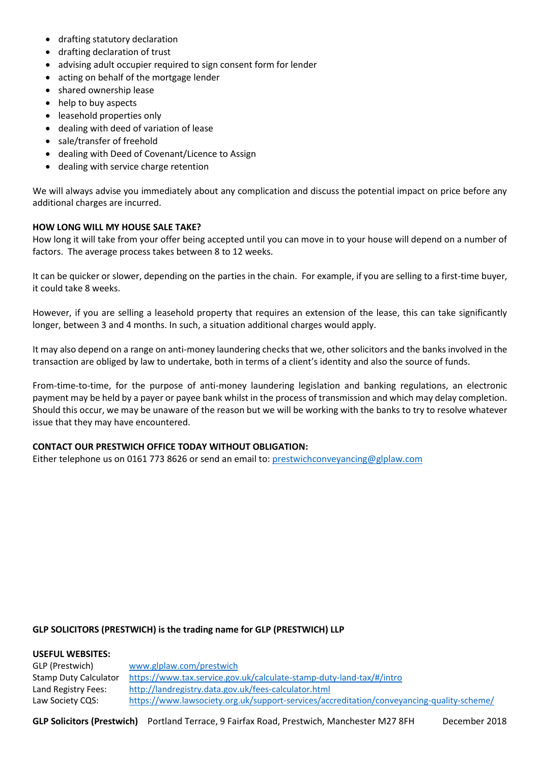- drafting statutory declaration
- drafting declaration of trust
- advising adult occupier required to sign consent form for lender
- acting on behalf of the mortgage lender
- shared ownership lease
- help to buy aspects
- leasehold properties only
- dealing with deed of variation of lease
- sale/transfer of freehold
- dealing with Deed of Covenant/Licence to Assign
- dealing with service charge retention

We will always advise you immediately about any complication and discuss the potential impact on price before any additional charges are incurred.

**HOW LONG WILL MY HOUSE SALE TAKE?**

How long it will take from your offer being accepted until you can move in to your house will depend on a number of factors. The average process takes between 8 to 12 weeks.

It can be quicker or slower, depending on the parties in the chain. For example, if you are selling to a first-time buyer, it could take 8 weeks.

However, if you are selling a leasehold property that requires an extension of the lease, this can take significantly longer, between 3 and 4 months. In such, a situation additional charges would apply.

It may also depend on a range on anti-money laundering checks that we, other solicitors and the banks involved in the transaction are obliged by law to undertake, both in terms of a client's identity and also the source of funds.

From-time-to-time, for the purpose of anti-money laundering legislation and banking regulations, an electronic payment may be held by a payer or payee bank whilst in the process of transmission and which may delay completion. Should this occur, we may be unaware of the reason but we will be working with the banks to try to resolve whatever issue that they may have encountered.

**CONTACT OUR PRESTWICH OFFICE TODAY WITHOUT OBLIGATION:**

Either telephone us on 0161 773 8626 or send an email to: prestwichconveyancing@glplaw.com

**GLP SOLICITORS (PRESTWICH) is the trading name for GLP (PRESTWICH) LLP**

**USEFUL WEBSITES:**

| | |
|---|---|
| GLP (Prestwich) | www.glplaw.com/prestwich |
| Stamp Duty Calculator | https://www.tax.service.gov.uk/calculate-stamp-duty-land-tax/#/intro |
| Land Registry Fees: | http://landregistry.data.gov.uk/fees-calculator.html |
| Law Society CQS: | https://www.lawsociety.org.uk/support-services/accreditation/conveyancing-quality-scheme/ |

**GLP Solicitors (Prestwich)** Portland Terrace, 9 Fairfax Road, Prestwich, Manchester M27 8FH December 2018